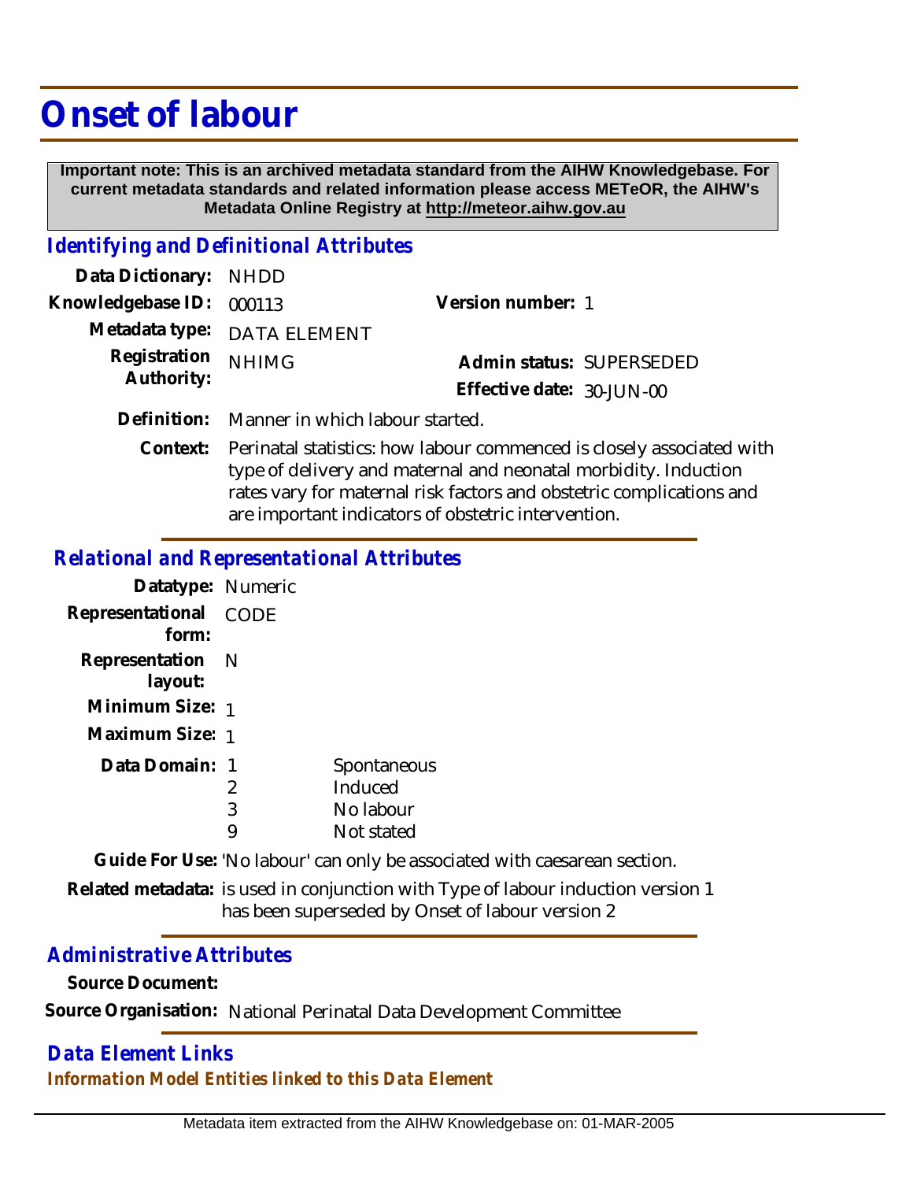# Onset of labour

**Important note: This is an archived metadata standard from the AIHW Knowledgebase. For current metadata standards and related information please access METeOR, the AIHW's Metadata Online Registry at http://meteor.aihw.gov.au**

## *Identifying and Definitional Attributes*

**Data Dictionary:** NHDD

**Knowledgebase ID:** 000113

**Version number:** 1

**Metadata type:** DATA ELEMENT

**Registration Authority:** NHIMG

**Admin status:** SUPERSEDED

**Effective date:** 30-JUN-00

**Definition:** Manner in which labour started.

**Context:** Perinatal statistics: how labour commenced is closely associated with type of delivery and maternal and neonatal morbidity. Induction rates vary for maternal risk factors and obstetric complications and are important indicators of obstetric intervention.

## *Relational and Representational Attributes*

**Datatype:** Numeric

**Representational form:** CODE

**Representation layout:** N

**Minimum Size:** 1

**Maximum Size:** 1

**Data Domain:**

| Code | Description |
|---|---|
| 1 | Spontaneous |
| 2 | Induced |
| 3 | No labour |
| 9 | Not stated |

**Guide For Use:** 'No labour' can only be associated with caesarean section.

**Related metadata:** is used in conjunction with Type of labour induction version 1
has been superseded by Onset of labour version 2

## *Administrative Attributes*

**Source Document:**

**Source Organisation:** National Perinatal Data Development Committee

## *Data Element Links*

### *Information Model Entities linked to this Data Element*

Metadata item extracted from the AIHW Knowledgebase on: 01-MAR-2005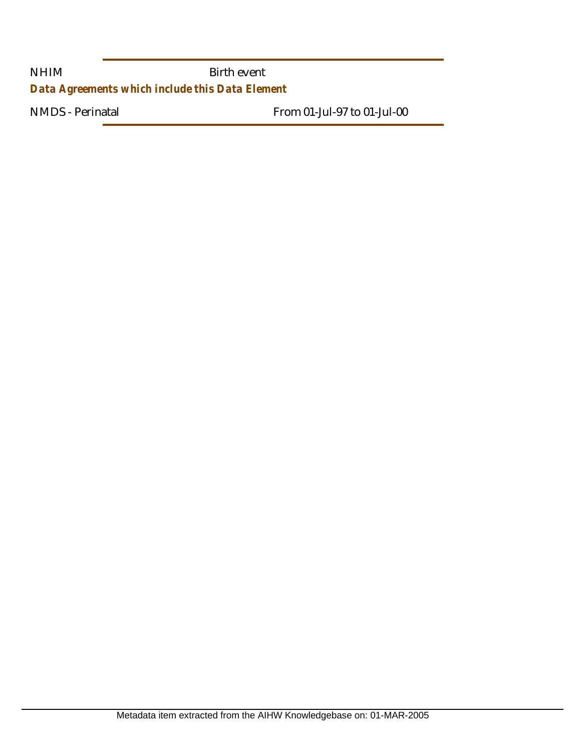| | |
|---|---|
| NHIM | Birth event |

**Data Agreements which include this Data Element**

| | |
|---|---|
| NMDS - Perinatal | From 01-Jul-97 to 01-Jul-00 |

Metadata item extracted from the AIHW Knowledgebase on: 01-MAR-2005